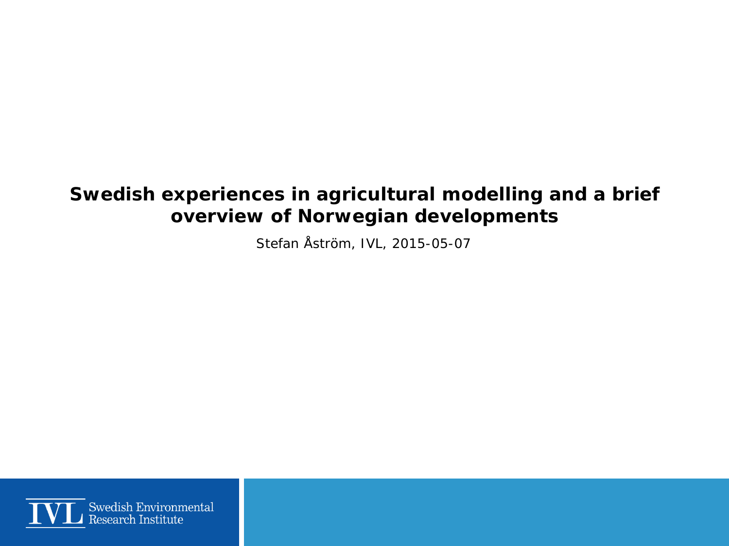# Swedish experiences in agricultural modelling and a brief overview of Norwegian developments

Stefan Åström, IVL, 2015-05-07

IVL Swedish Environmental Research Institute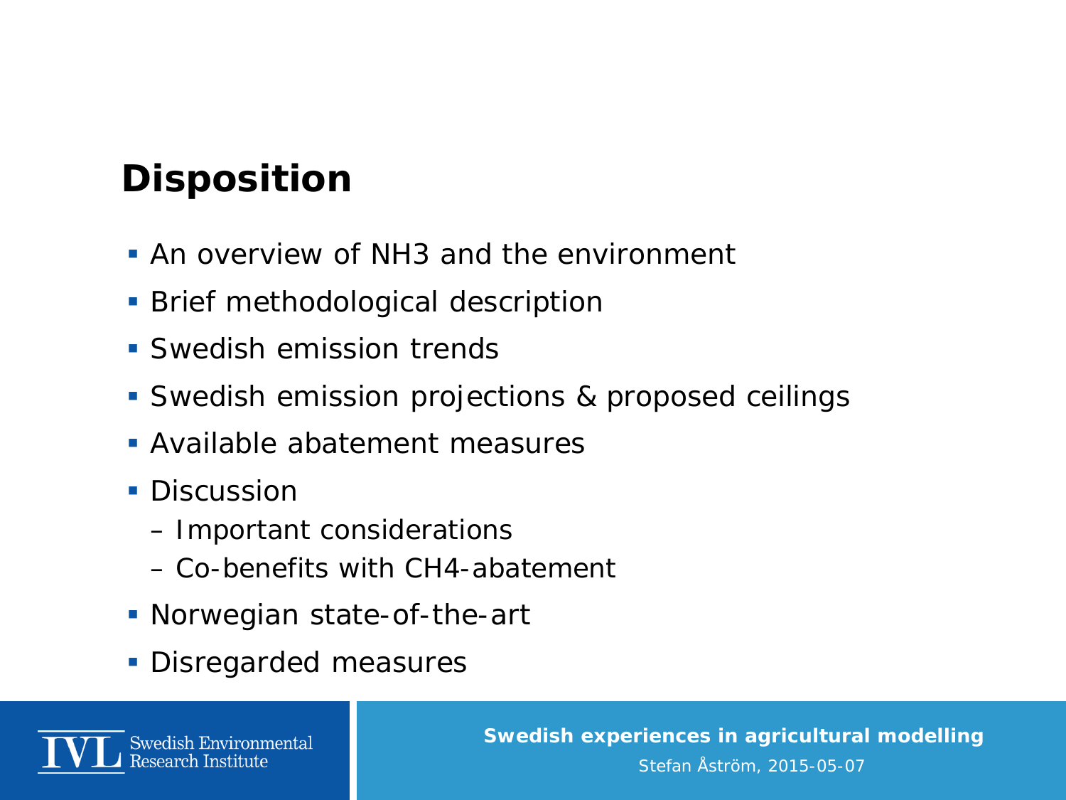# Disposition

- An overview of $NH_3$ and the environment
- Brief methodological description
- Swedish emission trends
- Swedish emission projections & proposed ceilings
- Available abatement measures
- Discussion
  - Important considerations
  - Co-benefits with $CH_4$-abatement
- Norwegian state-of-the-art
- Disregarded measures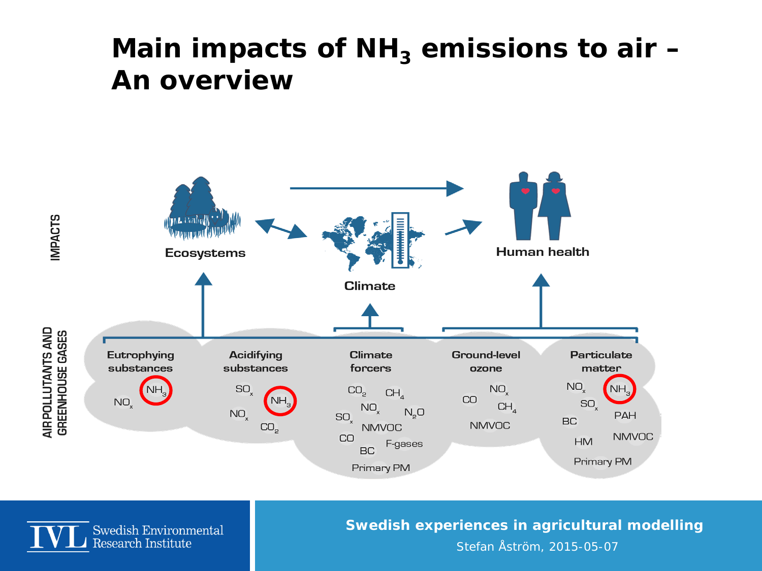# Main impacts of $NH_3$ emissions to air – An overview

IMPACTS

Ecosystems

Climate

Human health

AIR POLLUTANTS AND GREENHOUSE GASES

Eutrophying substances

$NH_3$

$NO_x$

Acidifying substances

$SO_x$

$NH_3$

$NO_x$

$CO_2$

Climate forcers

$CO_2$

$CH_4$

$NO_x$

$N_2O$

$SO_x$

NMVOC

CO

F-gases

BC

Primary PM

Ground-level ozone

$NO_x$

CO

$CH_4$

NMVOC

Particulate matter

$NO_x$

$NH_3$

$SO_x$

PAH

BC

NMVOC

HM

Primary PM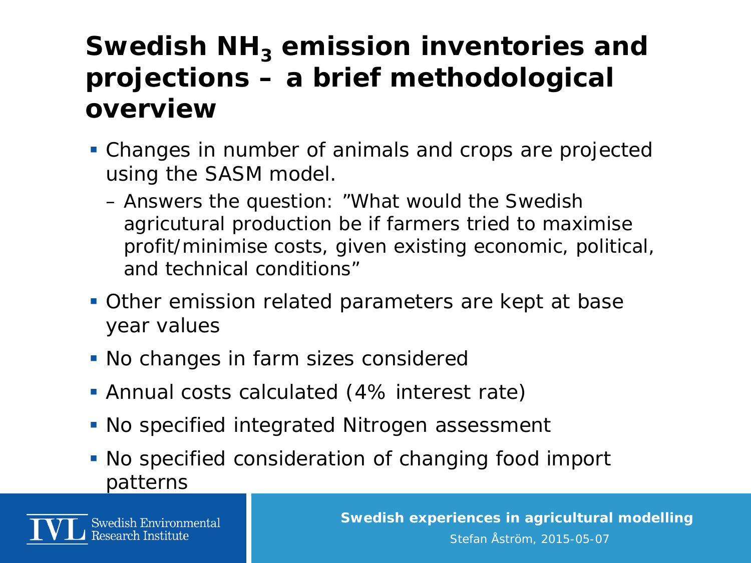# Swedish $NH_3$ emission inventories and projections – a brief methodological overview

- Changes in number of animals and crops are projected using the SASM model.
  - Answers the question: ”What would the Swedish agricutural production be if farmers tried to maximise profit/minimise costs, given existing economic, political, and technical conditions”
- Other emission related parameters are kept at base year values
- No changes in farm sizes considered
- Annual costs calculated (4% interest rate)
- No specified integrated Nitrogen assessment
- No specified consideration of changing food import patterns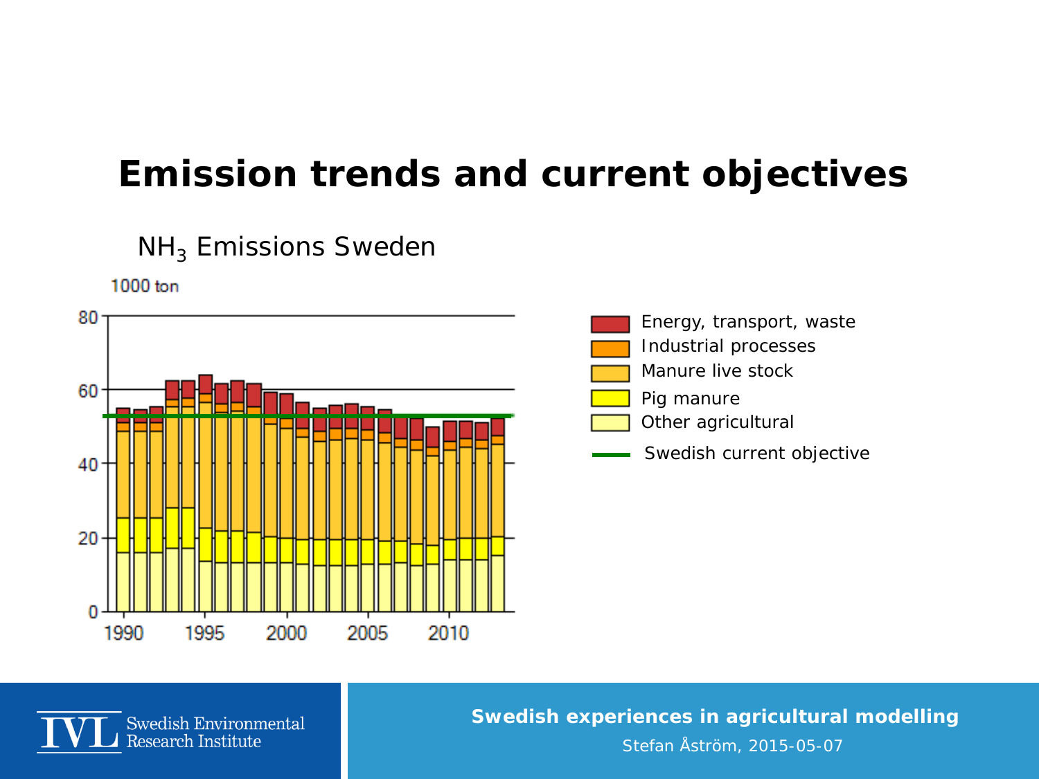# Emission trends and current objectives

$NH_3$ Emissions Sweden

1000 ton

80
60
40
20
0

1990
1995
2000
2005
2010

Energy, transport, waste
Industrial processes
Manure live stock
Pig manure
Other agricultural
Swedish current objective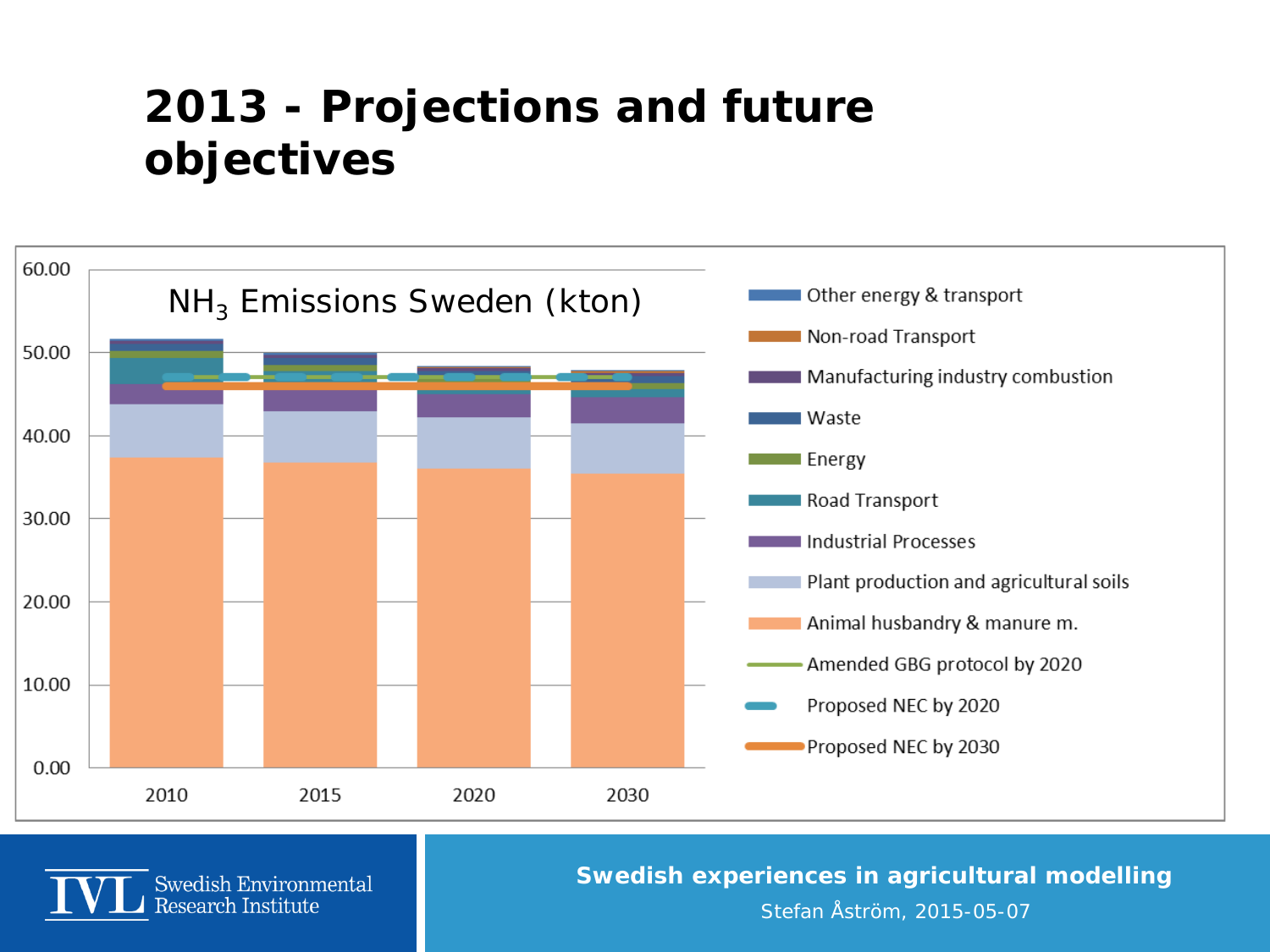# 2013 - Projections and future objectives

$NH_3$ Emissions Sweden (kton)

60.00
50.00
40.00
30.00
20.00
10.00
0.00

2010
2015
2020
2030

Other energy & transport
Non-road Transport
Manufacturing industry combustion
Waste
Energy
Road Transport
Industrial Processes
Plant production and agricultural soils
Animal husbandry & manure m.
Amended GBG protocol by 2020
Proposed NEC by 2020
Proposed NEC by 2030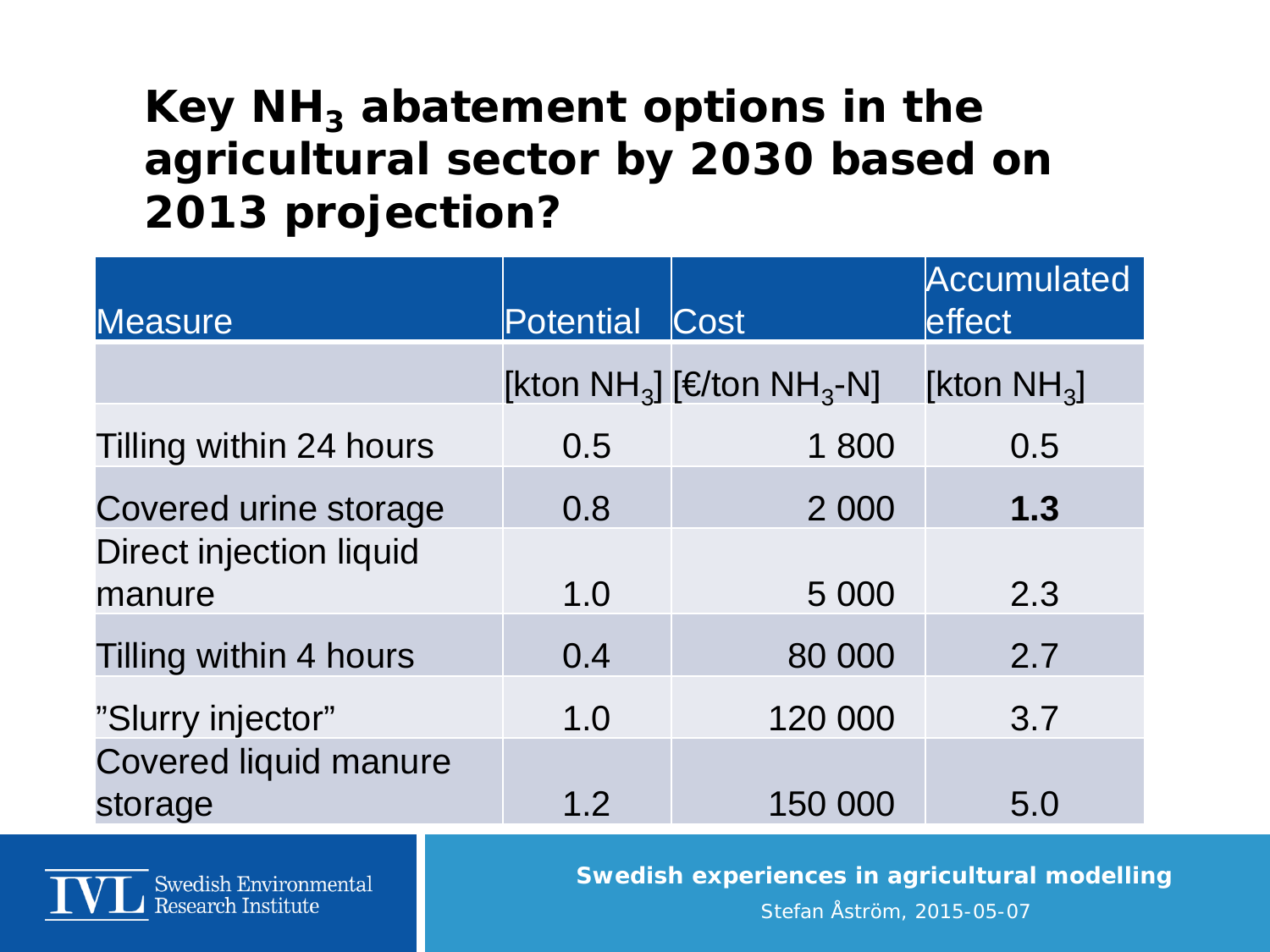# Key $NH_3$ abatement options in the agricultural sector by 2030 based on 2013 projection?

| Measure | Potential | Cost | Accumulated effect |
|---|---|---|---|
| | [kton $NH_3$] | [€/ton $NH_3$-N] | [kton $NH_3$] |
| Tilling within 24 hours | 0.5 | 1 800 | 0.5 |
| Covered urine storage | 0.8 | 2 000 | **1.3** |
| Direct injection liquid manure | 1.0 | 5 000 | 2.3 |
| Tilling within 4 hours | 0.4 | 80 000 | 2.7 |
| ”Slurry injector” | 1.0 | 120 000 | 3.7 |
| Covered liquid manure storage | 1.2 | 150 000 | 5.0 |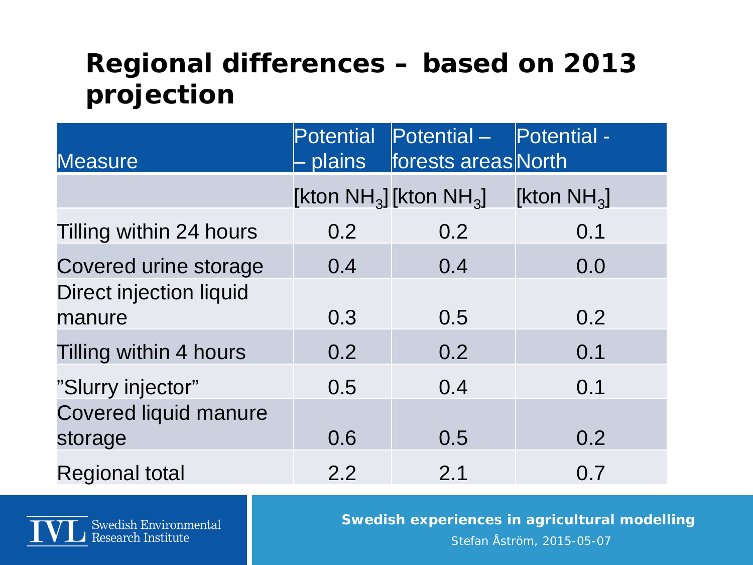# Regional differences – based on 2013 projection

| Measure | Potential – plains | Potential – forests areas | Potential - North |
|---|---|---|---|
| | [kton $NH_3$] | [kton $NH_3$] | [kton $NH_3$] |
| Tilling within 24 hours | 0.2 | 0.2 | 0.1 |
| Covered urine storage | 0.4 | 0.4 | 0.0 |
| Direct injection liquid manure | 0.3 | 0.5 | 0.2 |
| Tilling within 4 hours | 0.2 | 0.2 | 0.1 |
| ”Slurry injector” | 0.5 | 0.4 | 0.1 |
| Covered liquid manure storage | 0.6 | 0.5 | 0.2 |
| Regional total | 2.2 | 2.1 | 0.7 |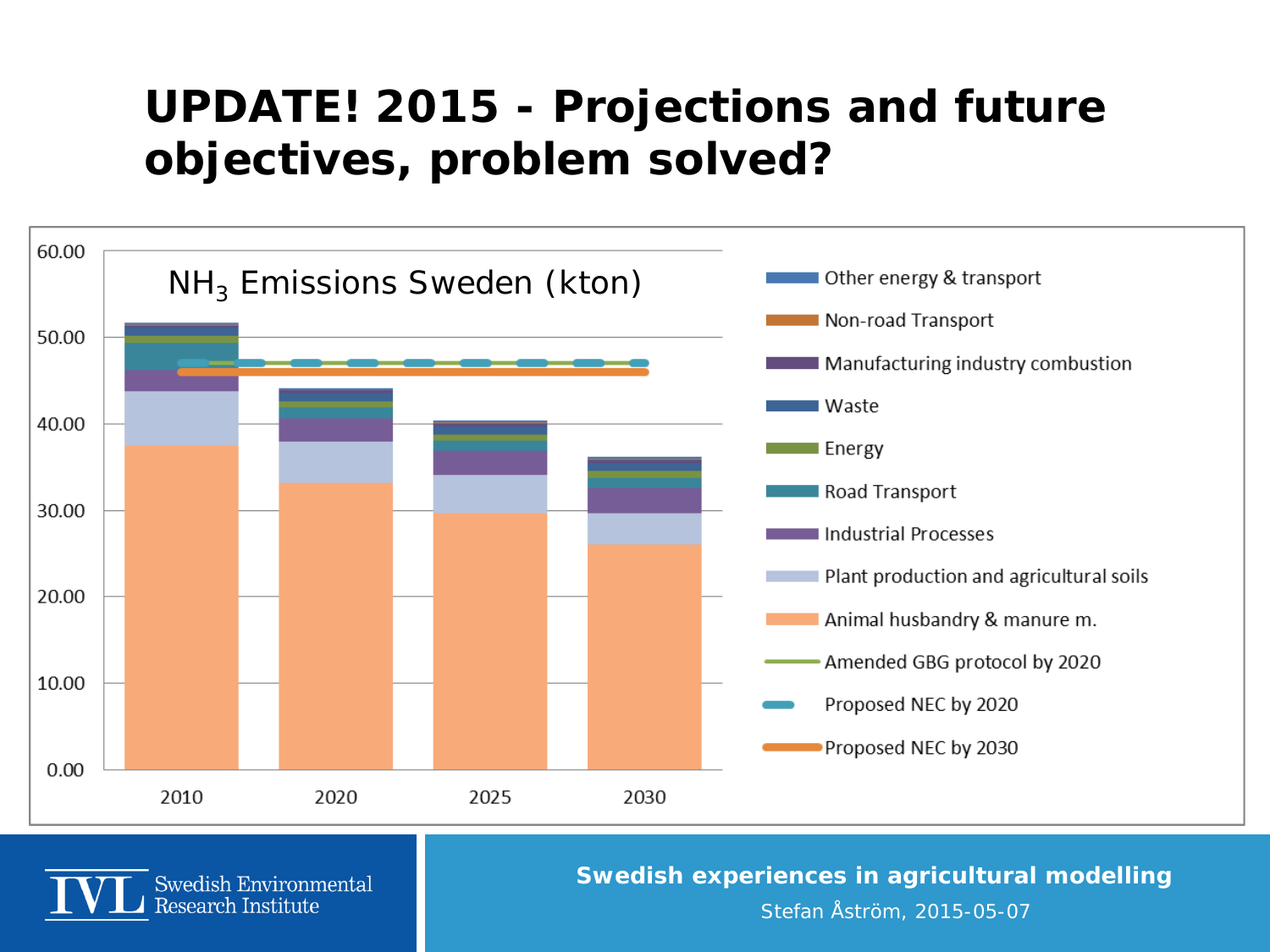# UPDATE! 2015 - Projections and future objectives, problem solved?

$NH_3$ Emissions Sweden (kton)

60.00
50.00
40.00
30.00
20.00
10.00
0.00

2010
2020
2025
2030

Other energy & transport
Non-road Transport
Manufacturing industry combustion
Waste
Energy
Road Transport
Industrial Processes
Plant production and agricultural soils
Animal husbandry & manure m.
Amended GBG protocol by 2020
Proposed NEC by 2020
Proposed NEC by 2030

Swedish experiences in agricultural modelling

Stefan Åström, 2015-05-07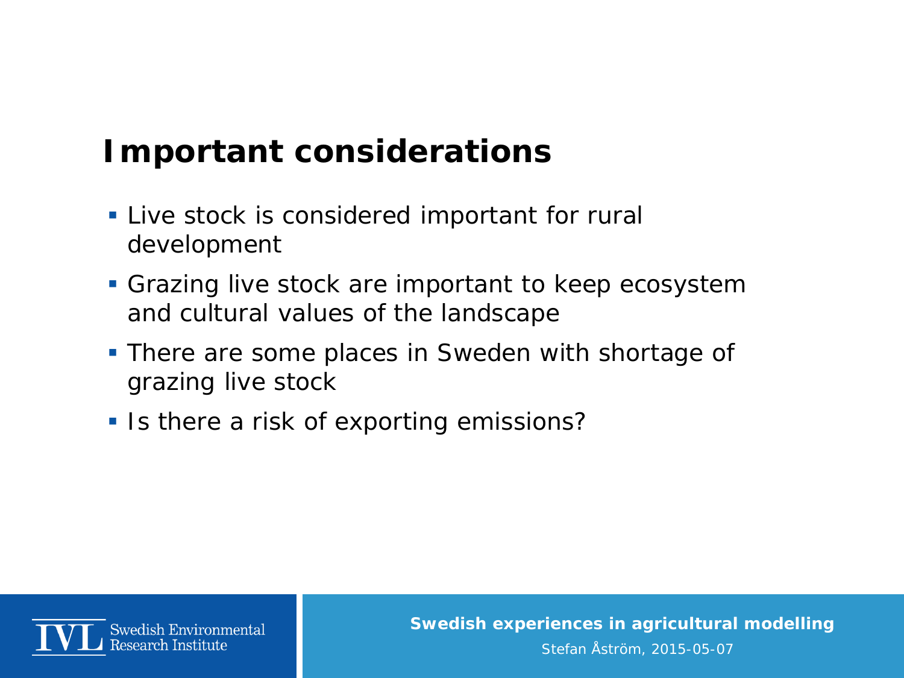# Important considerations

- Live stock is considered important for rural development
- Grazing live stock are important to keep ecosystem and cultural values of the landscape
- There are some places in Sweden with shortage of grazing live stock
- Is there a risk of exporting emissions?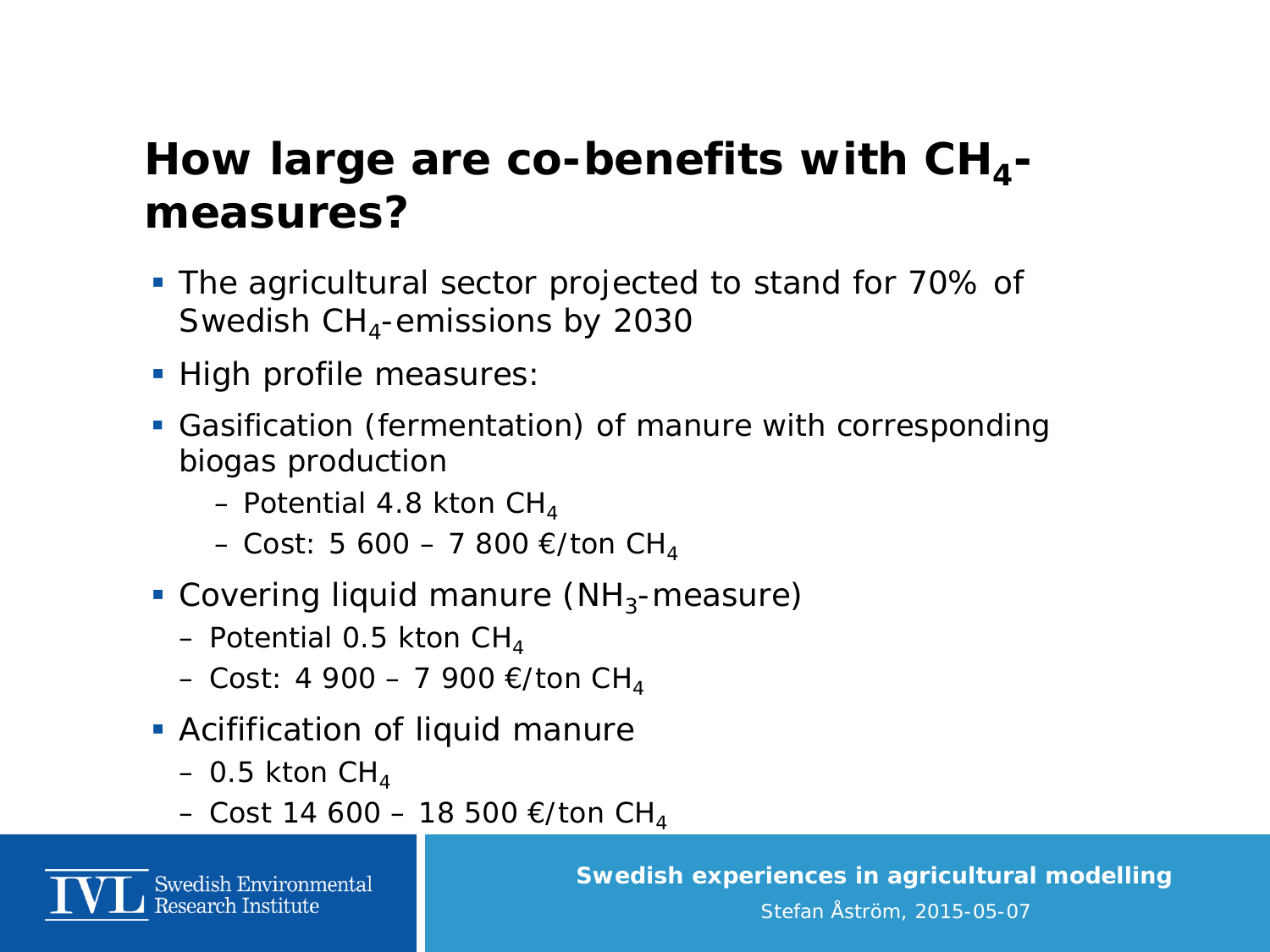# How large are co-benefits with $CH_4$-measures?

- The agricultural sector projected to stand for 70% of Swedish $CH_4$-emissions by 2030
- High profile measures:
- Gasification (fermentation) of manure with corresponding biogas production
  - Potential 4.8 kton $CH_4$
  - Cost: 5 600 – 7 800 €/ton $CH_4$
- Covering liquid manure ($NH_3$-measure)
  - Potential 0.5 kton $CH_4$
  - Cost: 4 900 – 7 900 €/ton $CH_4$
- Acifification of liquid manure
  - 0.5 kton $CH_4$
  - Cost 14 600 – 18 500 €/ton $CH_4$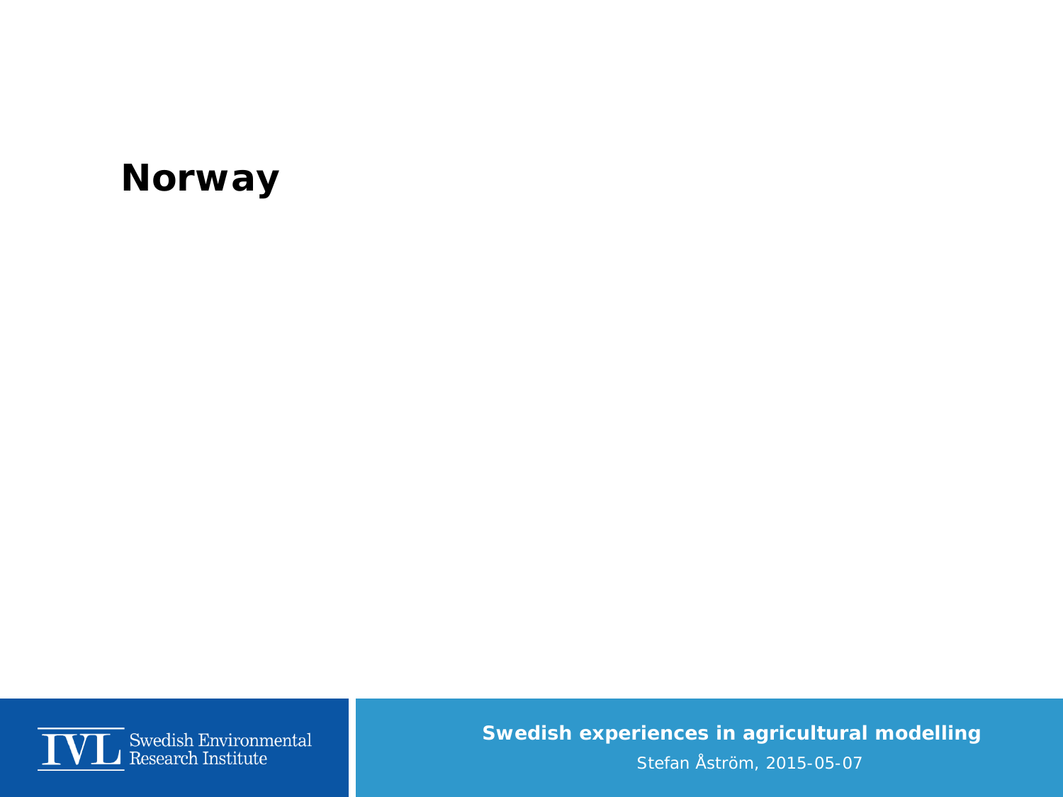# Norway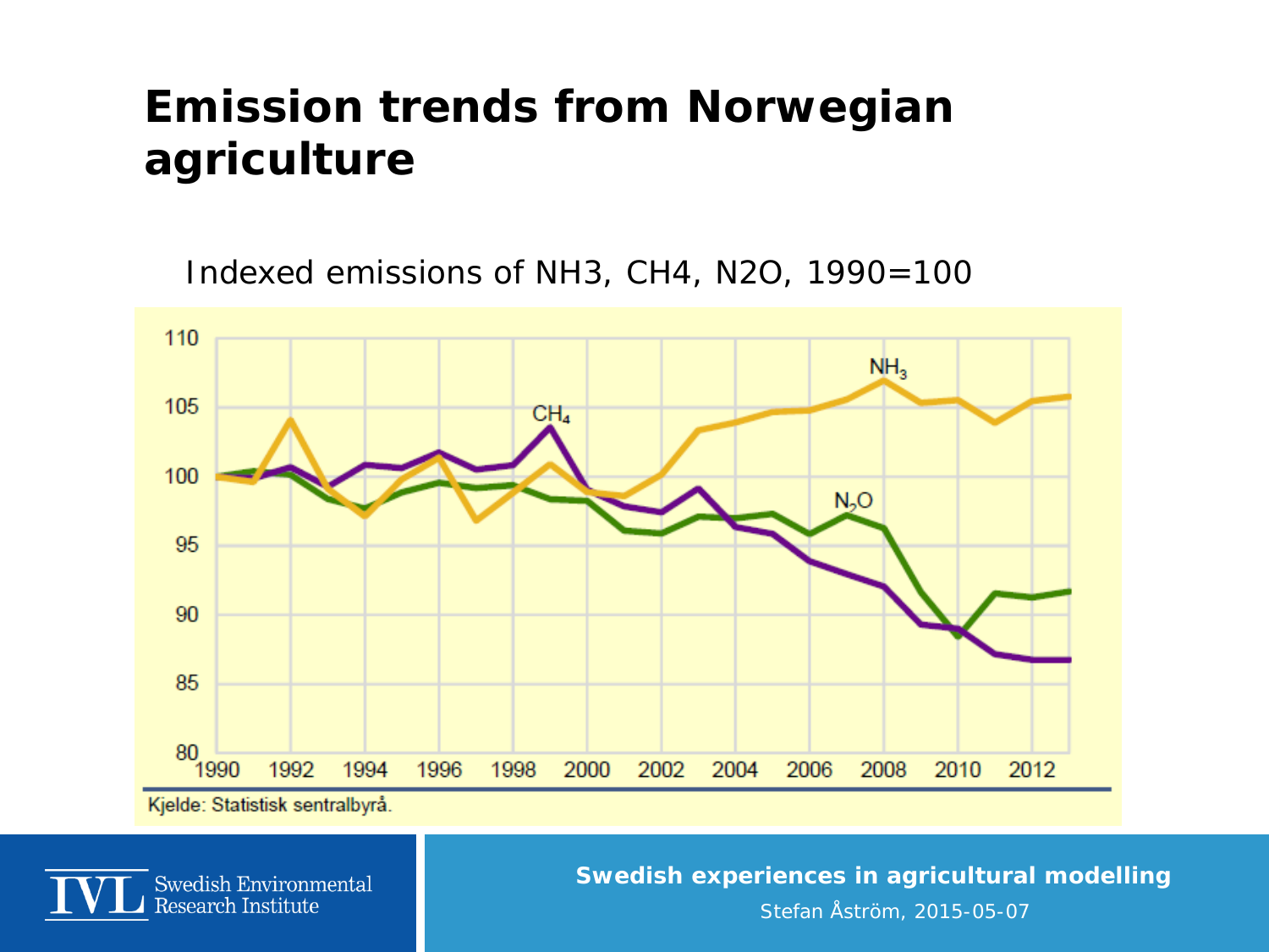# Emission trends from Norwegian agriculture

Indexed emissions of NH3, CH4, N2O, 1990=100

110
105
100
95
90
85
80
1990 1992 1994 1996 1998 2000 2002 2004 2006 2008 2010 2012

$NH_3$
$CH_4$
$N_2O$

Kjelde: Statistisk sentralbyrå.

Swedish Environmental Research Institute

**Swedish experiences in agricultural modelling**

Stefan Åström, 2015-05-07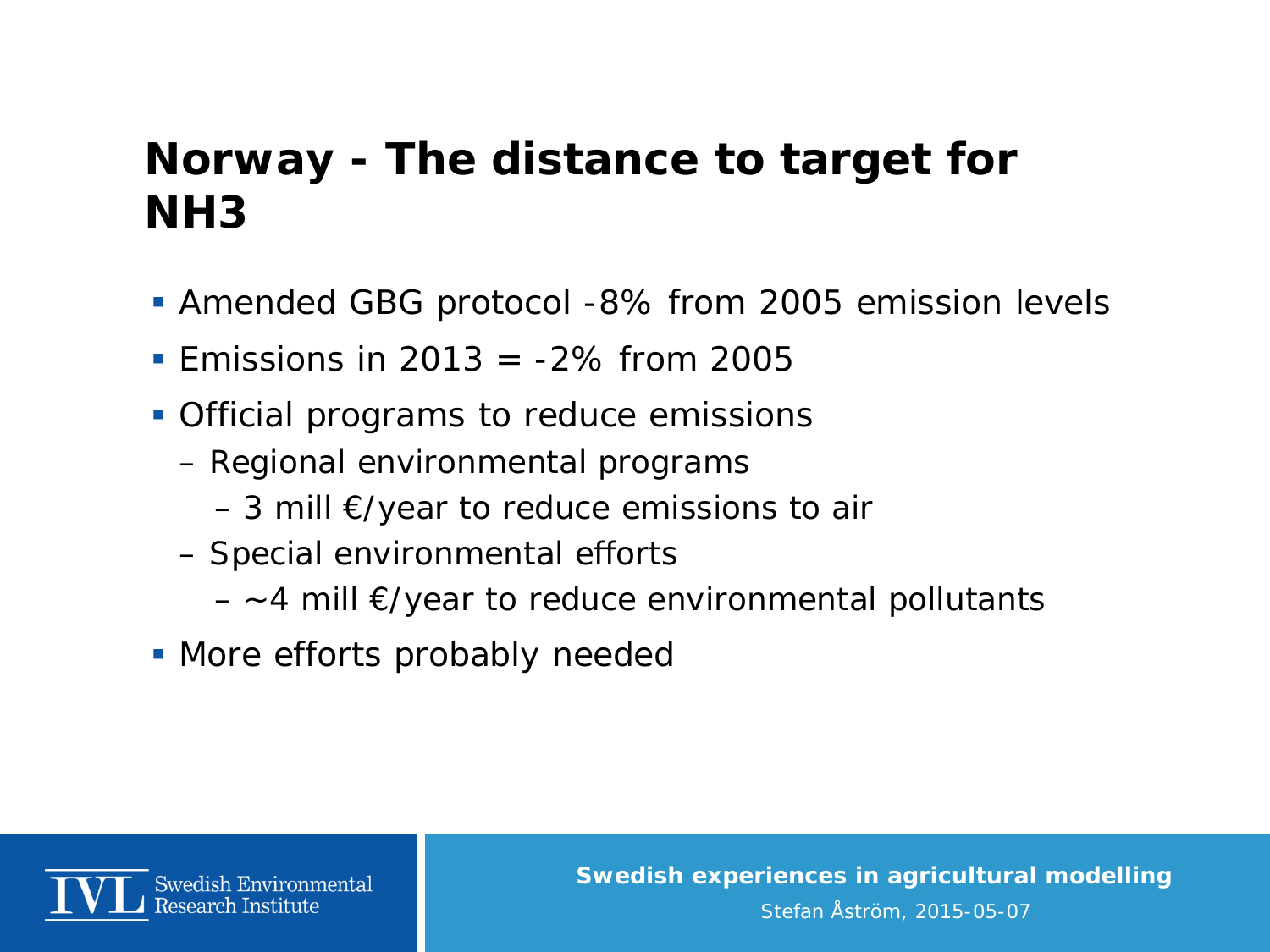# Norway - The distance to target for NH3

- Amended GBG protocol -8% from 2005 emission levels
- Emissions in 2013 = -2% from 2005
- Official programs to reduce emissions
  - Regional environmental programs
    - 3 mill €/year to reduce emissions to air
  - Special environmental efforts
    - ~4 mill €/year to reduce environmental pollutants
- More efforts probably needed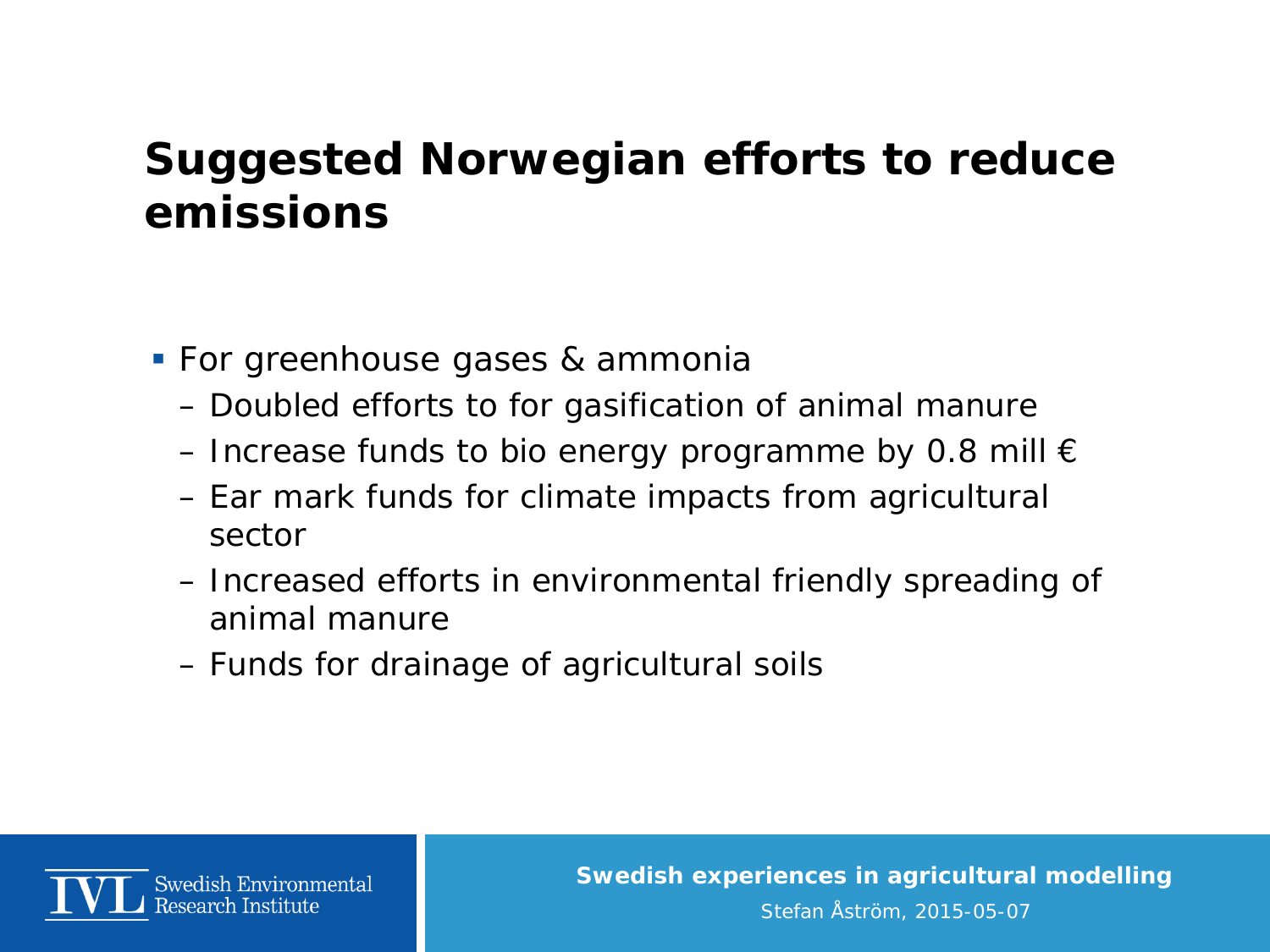# Suggested Norwegian efforts to reduce emissions

- For greenhouse gases & ammonia
  - Doubled efforts to for gasification of animal manure
  - Increase funds to bio energy programme by 0.8 mill €
  - Ear mark funds for climate impacts from agricultural sector
  - Increased efforts in environmental friendly spreading of animal manure
  - Funds for drainage of agricultural soils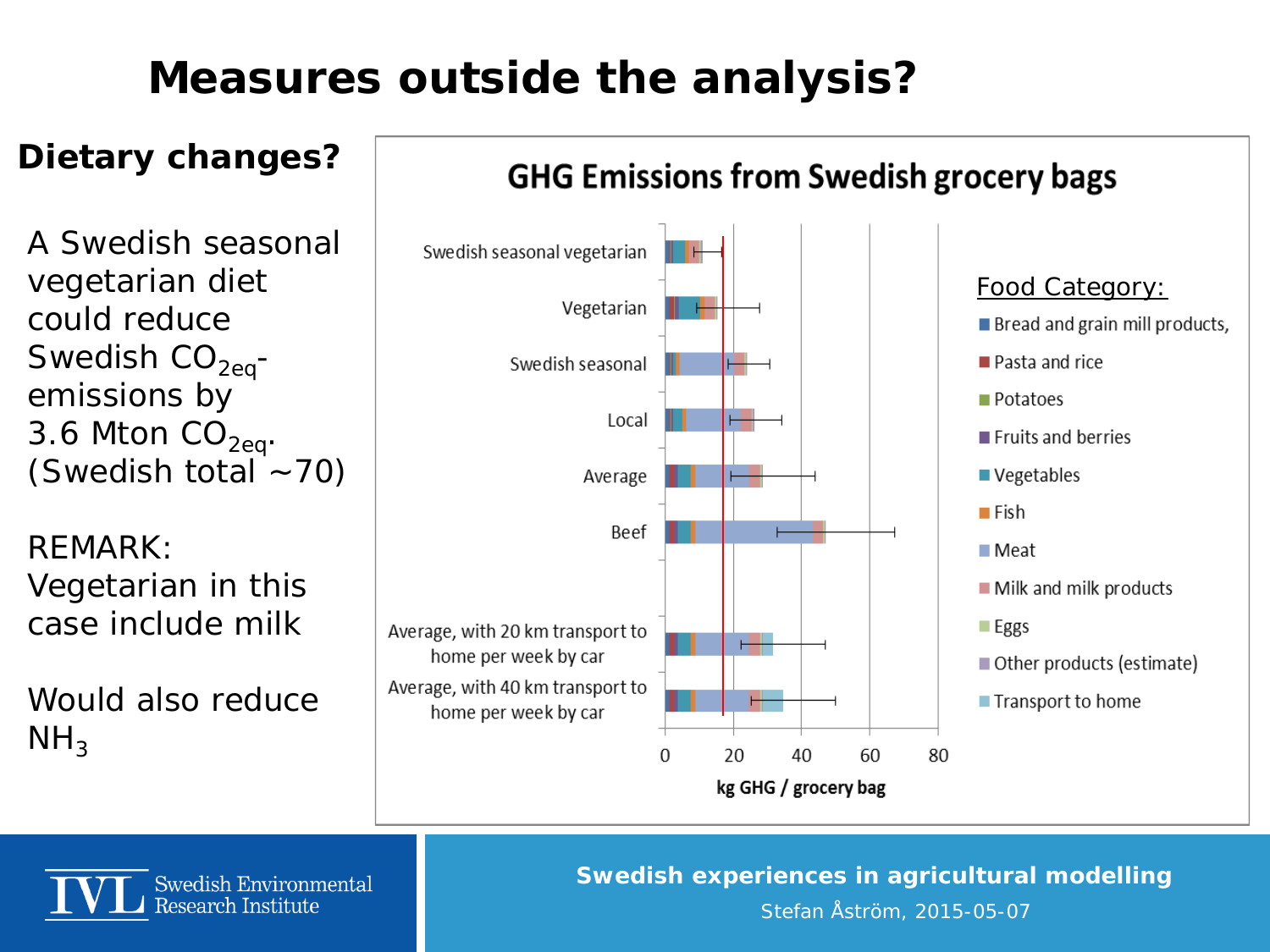# Measures outside the analysis?

## Dietary changes?

A Swedish seasonal vegetarian diet could reduce Swedish $CO_{2eq}$-emissions by 3.6 Mton $CO_{2eq}$. (Swedish total ~70)

REMARK: Vegetarian in this case include milk

Would also reduce $NH_3$

GHG Emissions from Swedish grocery bags

Swedish seasonal vegetarian
Vegetarian
Swedish seasonal
Local
Average
Beef
Average, with 20 km transport to home per week by car
Average, with 40 km transport to home per week by car

0
20
40
60
80

kg GHG / grocery bag

Food Category:
Bread and grain mill products,
Pasta and rice
Potatoes
Fruits and berries
Vegetables
Fish
Meat
Milk and milk products
Eggs
Other products (estimate)
Transport to home

Swedish experiences in agricultural modelling

Stefan Åström, 2015-05-07

IVL Swedish Environmental Research Institute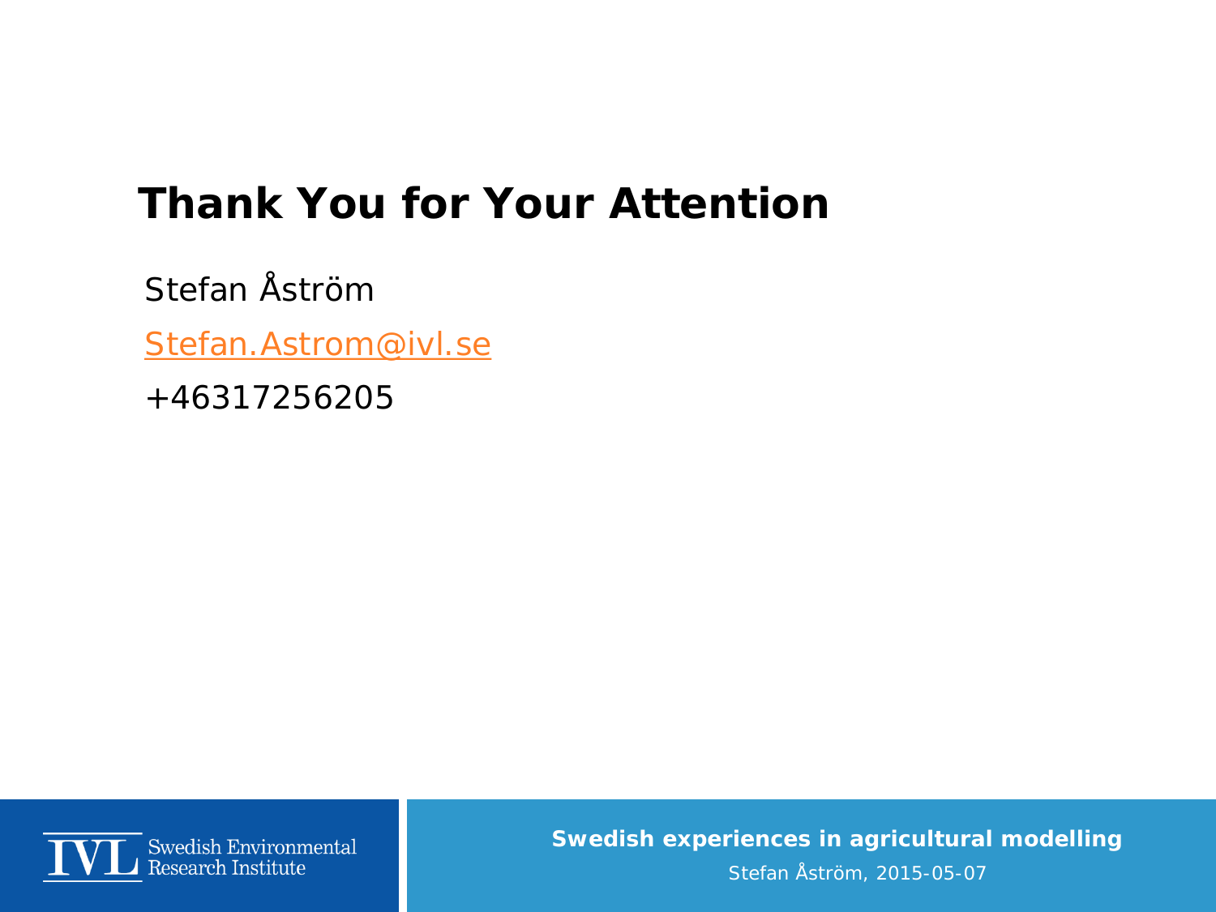# Thank You for Your Attention

Stefan Åström

Stefan.Astrom@ivl.se

+46317256205